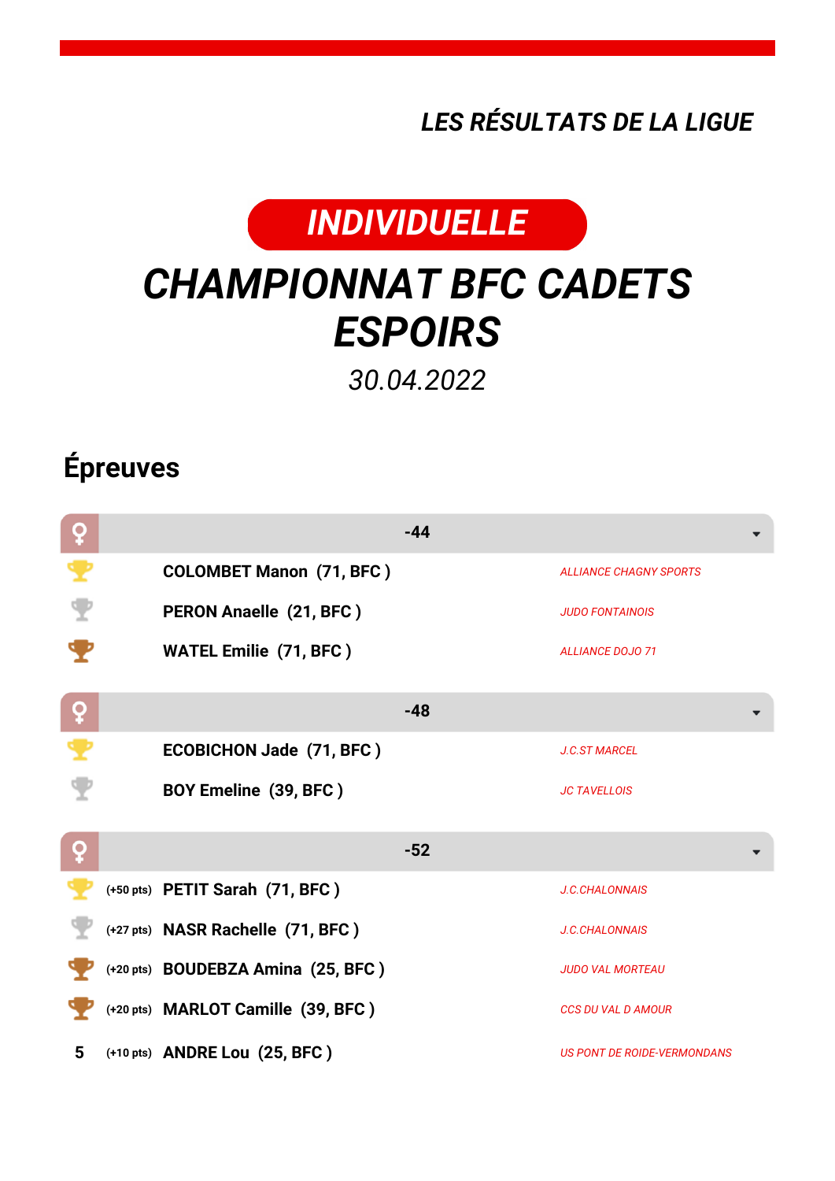*LES RÉSULTATS DE LA LIGUE*

**INDIVIDUELLE**

# *CHAMPIONNAT BFC CADETS ESPOIRS*

*30.04.2022*

## Épreuves

### -44

| Place | Points | Nom | Club |
|---|---|---|---|
| 1 | | COLOMBET Manon (71, BFC ) | ALLIANCE CHAGNY SPORTS |
| 2 | | PERON Anaelle (21, BFC ) | JUDO FONTAINOIS |
| 3 | | WATEL Emilie (71, BFC ) | ALLIANCE DOJO 71 |

### -48

| Place | Points | Nom | Club |
|---|---|---|---|
| 1 | | ECOBICHON Jade (71, BFC ) | J.C.ST MARCEL |
| 2 | | BOY Emeline (39, BFC ) | JC TAVELLOIS |

### -52

| Place | Points | Nom | Club |
|---|---|---|---|
| 1 | (+50 pts) | PETIT Sarah (71, BFC ) | J.C.CHALONNAIS |
| 2 | (+27 pts) | NASR Rachelle (71, BFC ) | J.C.CHALONNAIS |
| 3 | (+20 pts) | BOUDEBZA Amina (25, BFC ) | JUDO VAL MORTEAU |
| 3 | (+20 pts) | MARLOT Camille (39, BFC ) | CCS DU VAL D AMOUR |
| 5 | (+10 pts) | ANDRE Lou (25, BFC ) | US PONT DE ROIDE-VERMONDANS |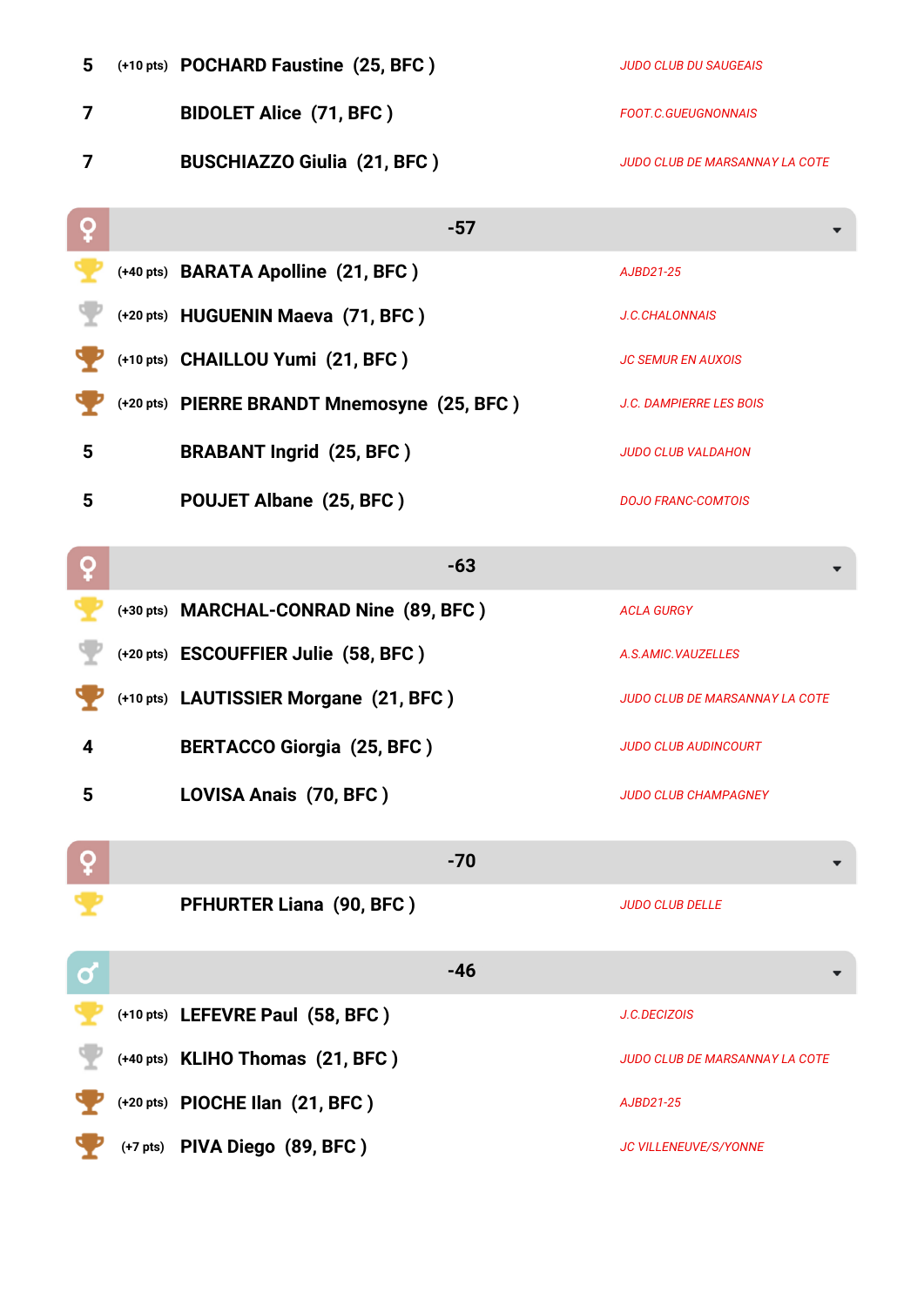| Rang | Points | Nom | Club |
|---|---|---|---|
| 5 | (+10 pts) | **POCHARD Faustine (25, BFC )** | *JUDO CLUB DU SAUGEAIS* |
| 7 | | **BIDOLET Alice (71, BFC )** | *FOOT.C.GUEUGNONNAIS* |
| 7 | | **BUSCHIAZZO Giulia (21, BFC )** | *JUDO CLUB DE MARSANNAY LA COTE* |

## ♀ -57

| Rang | Points | Nom | Club |
|---|---|---|---|
| 1 | (+40 pts) | **BARATA Apolline (21, BFC )** | *AJBD21-25* |
| 2 | (+20 pts) | **HUGUENIN Maeva (71, BFC )** | *J.C.CHALONNAIS* |
| 3 | (+10 pts) | **CHAILLOU Yumi (21, BFC )** | *JC SEMUR EN AUXOIS* |
| 3 | (+20 pts) | **PIERRE BRANDT Mnemosyne (25, BFC )** | *J.C. DAMPIERRE LES BOIS* |
| 5 | | **BRABANT Ingrid (25, BFC )** | *JUDO CLUB VALDAHON* |
| 5 | | **POUJET Albane (25, BFC )** | *DOJO FRANC-COMTOIS* |

## ♀ -63

| Rang | Points | Nom | Club |
|---|---|---|---|
| 1 | (+30 pts) | **MARCHAL-CONRAD Nine (89, BFC )** | *ACLA GURGY* |
| 2 | (+20 pts) | **ESCOUFFIER Julie (58, BFC )** | *A.S.AMIC.VAUZELLES* |
| 3 | (+10 pts) | **LAUTISSIER Morgane (21, BFC )** | *JUDO CLUB DE MARSANNAY LA COTE* |
| 4 | | **BERTACCO Giorgia (25, BFC )** | *JUDO CLUB AUDINCOURT* |
| 5 | | **LOVISA Anais (70, BFC )** | *JUDO CLUB CHAMPAGNEY* |

## ♀ -70

| Rang | Points | Nom | Club |
|---|---|---|---|
| 1 | | **PFHURTER Liana (90, BFC )** | *JUDO CLUB DELLE* |

## ♂ -46

| Rang | Points | Nom | Club |
|---|---|---|---|
| 1 | (+10 pts) | **LEFEVRE Paul (58, BFC )** | *J.C.DECIZOIS* |
| 2 | (+40 pts) | **KLIHO Thomas (21, BFC )** | *JUDO CLUB DE MARSANNAY LA COTE* |
| 3 | (+20 pts) | **PIOCHE Ilan (21, BFC )** | *AJBD21-25* |
| 3 | (+7 pts) | **PIVA Diego (89, BFC )** | *JC VILLENEUVE/S/YONNE* |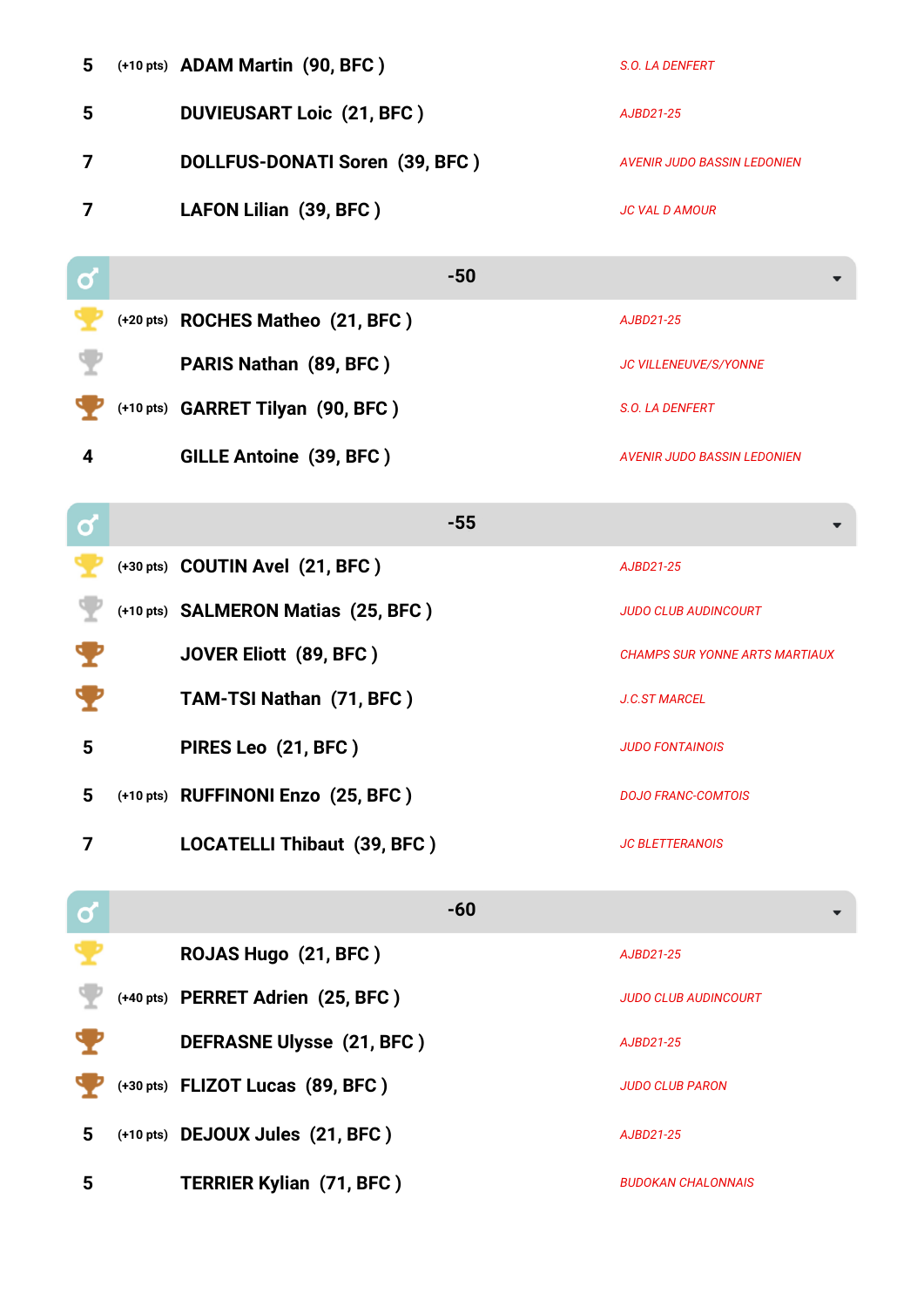| Place | Points | Name | Club |
|---|---|---|---|
| 5 | (+10 pts) | **ADAM Martin (90, BFC )** | *S.O. LA DENFERT* |
| 5 | | **DUVIEUSART Loic (21, BFC )** | *AJBD21-25* |
| 7 | | **DOLLFUS-DONATI Soren (39, BFC )** | *AVENIR JUDO BASSIN LEDONIEN* |
| 7 | | **LAFON Lilian (39, BFC )** | *JC VAL D AMOUR* |

## -50

| Place | Points | Name | Club |
|---|---|---|---|
| 1 | (+20 pts) | **ROCHES Matheo (21, BFC )** | *AJBD21-25* |
| 2 | | **PARIS Nathan (89, BFC )** | *JC VILLENEUVE/S/YONNE* |
| 3 | (+10 pts) | **GARRET Tilyan (90, BFC )** | *S.O. LA DENFERT* |
| 4 | | **GILLE Antoine (39, BFC )** | *AVENIR JUDO BASSIN LEDONIEN* |

## -55

| Place | Points | Name | Club |
|---|---|---|---|
| 1 | (+30 pts) | **COUTIN Avel (21, BFC )** | *AJBD21-25* |
| 2 | (+10 pts) | **SALMERON Matias (25, BFC )** | *JUDO CLUB AUDINCOURT* |
| 3 | | **JOVER Eliott (89, BFC )** | *CHAMPS SUR YONNE ARTS MARTIAUX* |
| 3 | | **TAM-TSI Nathan (71, BFC )** | *J.C.ST MARCEL* |
| 5 | | **PIRES Leo (21, BFC )** | *JUDO FONTAINOIS* |
| 5 | (+10 pts) | **RUFFINONI Enzo (25, BFC )** | *DOJO FRANC-COMTOIS* |
| 7 | | **LOCATELLI Thibaut (39, BFC )** | *JC BLETTERANOIS* |

## -60

| Place | Points | Name | Club |
|---|---|---|---|
| 1 | | **ROJAS Hugo (21, BFC )** | *AJBD21-25* |
| 2 | (+40 pts) | **PERRET Adrien (25, BFC )** | *JUDO CLUB AUDINCOURT* |
| 3 | | **DEFRASNE Ulysse (21, BFC )** | *AJBD21-25* |
| 3 | (+30 pts) | **FLIZOT Lucas (89, BFC )** | *JUDO CLUB PARON* |
| 5 | (+10 pts) | **DEJOUX Jules (21, BFC )** | *AJBD21-25* |
| 5 | | **TERRIER Kylian (71, BFC )** | *BUDOKAN CHALONNAIS* |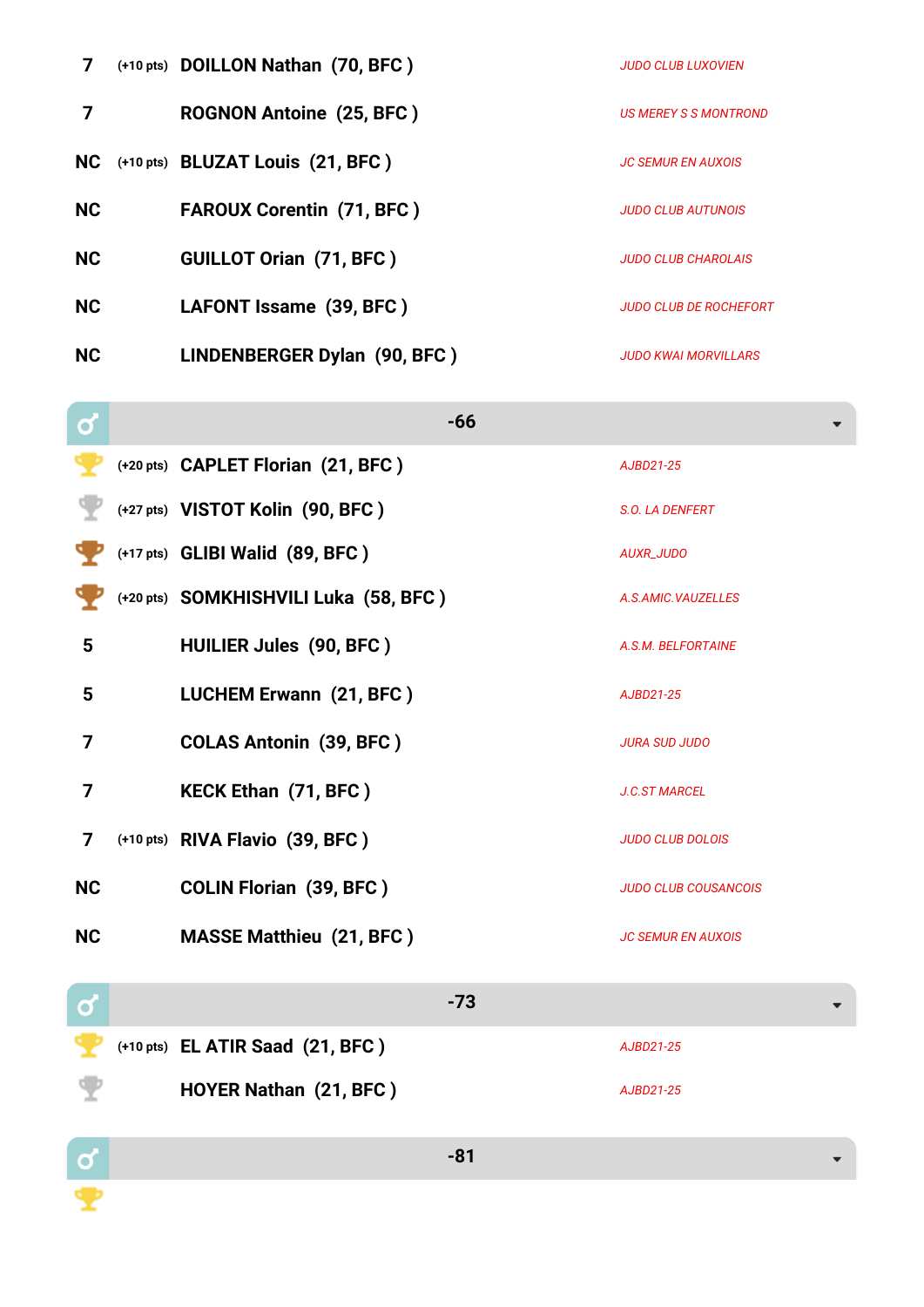| Rang | Points | Nom | Club |
|---|---|---|---|
| 7 | (+10 pts) | **DOILLON Nathan (70, BFC )** | *JUDO CLUB LUXOVIEN* |
| 7 | | **ROGNON Antoine (25, BFC )** | *US MEREY S S MONTROND* |
| NC | (+10 pts) | **BLUZAT Louis (21, BFC )** | *JC SEMUR EN AUXOIS* |
| NC | | **FAROUX Corentin (71, BFC )** | *JUDO CLUB AUTUNOIS* |
| NC | | **GUILLOT Orian (71, BFC )** | *JUDO CLUB CHAROLAIS* |
| NC | | **LAFONT Issame (39, BFC )** | *JUDO CLUB DE ROCHEFORT* |
| NC | | **LINDENBERGER Dylan (90, BFC )** | *JUDO KWAI MORVILLARS* |

## ♂ -66

| Rang | Points | Nom | Club |
|---|---|---|---|
| 🏆 (or) | (+20 pts) | **CAPLET Florian (21, BFC )** | *AJBD21-25* |
| 🏆 (argent) | (+27 pts) | **VISTOT Kolin (90, BFC )** | *S.O. LA DENFERT* |
| 🏆 (bronze) | (+17 pts) | **GLIBI Walid (89, BFC )** | *AUXR_JUDO* |
| 🏆 (bronze) | (+20 pts) | **SOMKHISHVILI Luka (58, BFC )** | *A.S.AMIC.VAUZELLES* |
| 5 | | **HUILIER Jules (90, BFC )** | *A.S.M. BELFORTAINE* |
| 5 | | **LUCHEM Erwann (21, BFC )** | *AJBD21-25* |
| 7 | | **COLAS Antonin (39, BFC )** | *JURA SUD JUDO* |
| 7 | | **KECK Ethan (71, BFC )** | *J.C.ST MARCEL* |
| 7 | (+10 pts) | **RIVA Flavio (39, BFC )** | *JUDO CLUB DOLOIS* |
| NC | | **COLIN Florian (39, BFC )** | *JUDO CLUB COUSANCOIS* |
| NC | | **MASSE Matthieu (21, BFC )** | *JC SEMUR EN AUXOIS* |

## ♂ -73

| Rang | Points | Nom | Club |
|---|---|---|---|
| 🏆 (or) | (+10 pts) | **EL ATIR Saad (21, BFC )** | *AJBD21-25* |
| 🏆 (argent) | | **HOYER Nathan (21, BFC )** | *AJBD21-25* |

## ♂ -81

| Rang | Points | Nom | Club |
|---|---|---|---|
| 🏆 (or) | | | |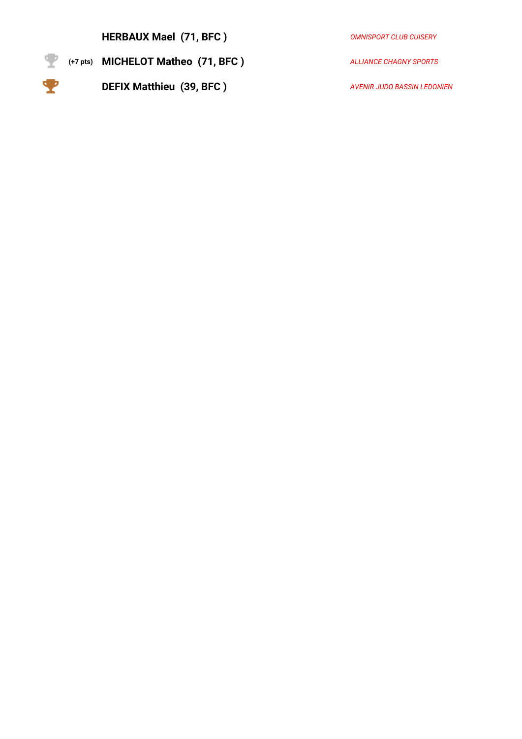| | | | |
|---|---|---|---|
| | | **HERBAUX Mael (71, BFC )** | *OMNISPORT CLUB CUISERY* |
| | **(+7 pts)** | **MICHELOT Matheo (71, BFC )** | *ALLIANCE CHAGNY SPORTS* |
| | | **DEFIX Matthieu (39, BFC )** | *AVENIR JUDO BASSIN LEDONIEN* |